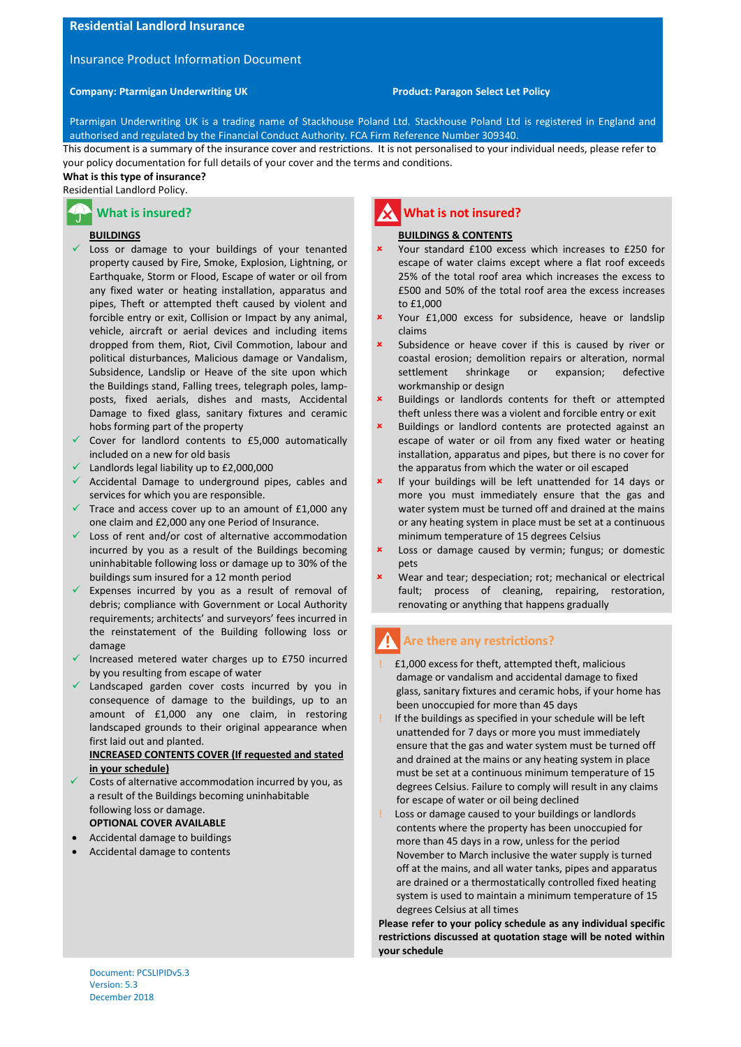# Residential Landlord Insurance

## Insurance Product Information Document

**Company: Ptarmigan Underwriting UK**

**Product: Paragon Select Let Policy**

Ptarmigan Underwriting UK is a trading name of Stackhouse Poland Ltd. Stackhouse Poland Ltd is registered in England and authorised and regulated by the Financial Conduct Authority. FCA Firm Reference Number 309340.

This document is a summary of the insurance cover and restrictions. It is not personalised to your individual needs, please refer to your policy documentation for full details of your cover and the terms and conditions.

**What is this type of insurance?**

Residential Landlord Policy.

## What is insured?

**BUILDINGS**

- ✓ Loss or damage to your buildings of your tenanted property caused by Fire, Smoke, Explosion, Lightning, or Earthquake, Storm or Flood, Escape of water or oil from any fixed water or heating installation, apparatus and pipes, Theft or attempted theft caused by violent and forcible entry or exit, Collision or Impact by any animal, vehicle, aircraft or aerial devices and including items dropped from them, Riot, Civil Commotion, labour and political disturbances, Malicious damage or Vandalism, Subsidence, Landslip or Heave of the site upon which the Buildings stand, Falling trees, telegraph poles, lamp-posts, fixed aerials, dishes and masts, Accidental Damage to fixed glass, sanitary fixtures and ceramic hobs forming part of the property
- ✓ Cover for landlord contents to £5,000 automatically included on a new for old basis
- ✓ Landlords legal liability up to £2,000,000
- ✓ Accidental Damage to underground pipes, cables and services for which you are responsible.
- ✓ Trace and access cover up to an amount of £1,000 any one claim and £2,000 any one Period of Insurance.
- ✓ Loss of rent and/or cost of alternative accommodation incurred by you as a result of the Buildings becoming uninhabitable following loss or damage up to 30% of the buildings sum insured for a 12 month period
- ✓ Expenses incurred by you as a result of removal of debris; compliance with Government or Local Authority requirements; architects' and surveyors' fees incurred in the reinstatement of the Building following loss or damage
- ✓ Increased metered water charges up to £750 incurred by you resulting from escape of water
- ✓ Landscaped garden cover costs incurred by you in consequence of damage to the buildings, up to an amount of £1,000 any one claim, in restoring landscaped grounds to their original appearance when first laid out and planted.

**INCREASED CONTENTS COVER (If requested and stated in your schedule)**

- ✓ Costs of alternative accommodation incurred by you, as a result of the Buildings becoming uninhabitable following loss or damage.

**OPTIONAL COVER AVAILABLE**

- Accidental damage to buildings
- Accidental damage to contents

## What is not insured?

**BUILDINGS & CONTENTS**

- ✗ Your standard £100 excess which increases to £250 for escape of water claims except where a flat roof exceeds 25% of the total roof area which increases the excess to £500 and 50% of the total roof area the excess increases to £1,000
- ✗ Your £1,000 excess for subsidence, heave or landslip claims
- ✗ Subsidence or heave cover if this is caused by river or coastal erosion; demolition repairs or alteration, normal settlement shrinkage or expansion; defective workmanship or design
- ✗ Buildings or landlords contents for theft or attempted theft unless there was a violent and forcible entry or exit
- ✗ Buildings or landlord contents are protected against an escape of water or oil from any fixed water or heating installation, apparatus and pipes, but there is no cover for the apparatus from which the water or oil escaped
- ✗ If your buildings will be left unattended for 14 days or more you must immediately ensure that the gas and water system must be turned off and drained at the mains or any heating system in place must be set at a continuous minimum temperature of 15 degrees Celsius
- ✗ Loss or damage caused by vermin; fungus; or domestic pets
- ✗ Wear and tear; despeciation; rot; mechanical or electrical fault; process of cleaning, repairing, restoration, renovating or anything that happens gradually

## Are there any restrictions?

- ! £1,000 excess for theft, attempted theft, malicious damage or vandalism and accidental damage to fixed glass, sanitary fixtures and ceramic hobs, if your home has been unoccupied for more than 45 days
- ! If the buildings as specified in your schedule will be left unattended for 7 days or more you must immediately ensure that the gas and water system must be turned off and drained at the mains or any heating system in place must be set at a continuous minimum temperature of 15 degrees Celsius. Failure to comply will result in any claims for escape of water or oil being declined
- ! Loss or damage caused to your buildings or landlords contents where the property has been unoccupied for more than 45 days in a row, unless for the period November to March inclusive the water supply is turned off at the mains, and all water tanks, pipes and apparatus are drained or a thermostatically controlled fixed heating system is used to maintain a minimum temperature of 15 degrees Celsius at all times

**Please refer to your policy schedule as any individual specific restrictions discussed at quotation stage will be noted within your schedule**

Document: PCSLIPIDv5.3
Version: 5.3
December 2018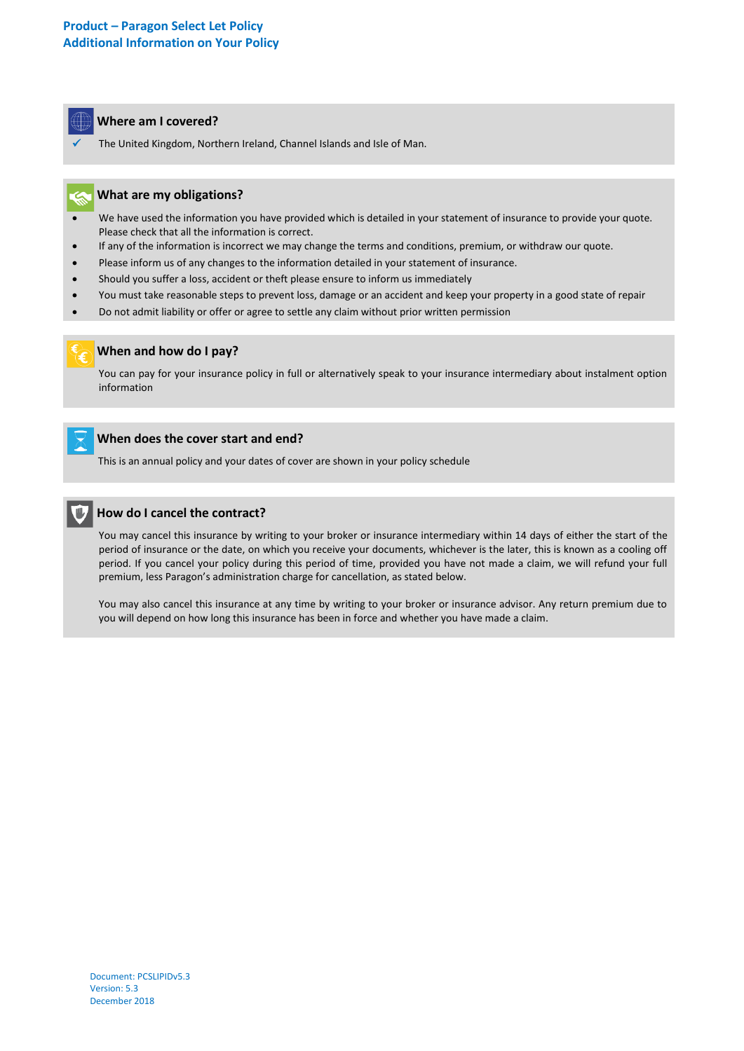**Product – Paragon Select Let Policy**
**Additional Information on Your Policy**

## Where am I covered?

✓ The United Kingdom, Northern Ireland, Channel Islands and Isle of Man.

## What are my obligations?

- We have used the information you have provided which is detailed in your statement of insurance to provide your quote. Please check that all the information is correct.
- If any of the information is incorrect we may change the terms and conditions, premium, or withdraw our quote.
- Please inform us of any changes to the information detailed in your statement of insurance.
- Should you suffer a loss, accident or theft please ensure to inform us immediately
- You must take reasonable steps to prevent loss, damage or an accident and keep your property in a good state of repair
- Do not admit liability or offer or agree to settle any claim without prior written permission

## When and how do I pay?

You can pay for your insurance policy in full or alternatively speak to your insurance intermediary about instalment option information

## When does the cover start and end?

This is an annual policy and your dates of cover are shown in your policy schedule

## How do I cancel the contract?

You may cancel this insurance by writing to your broker or insurance intermediary within 14 days of either the start of the period of insurance or the date, on which you receive your documents, whichever is the later, this is known as a cooling off period. If you cancel your policy during this period of time, provided you have not made a claim, we will refund your full premium, less Paragon's administration charge for cancellation, as stated below.

You may also cancel this insurance at any time by writing to your broker or insurance advisor. Any return premium due to you will depend on how long this insurance has been in force and whether you have made a claim.

Document: PCSLIPIDv5.3
Version: 5.3
December 2018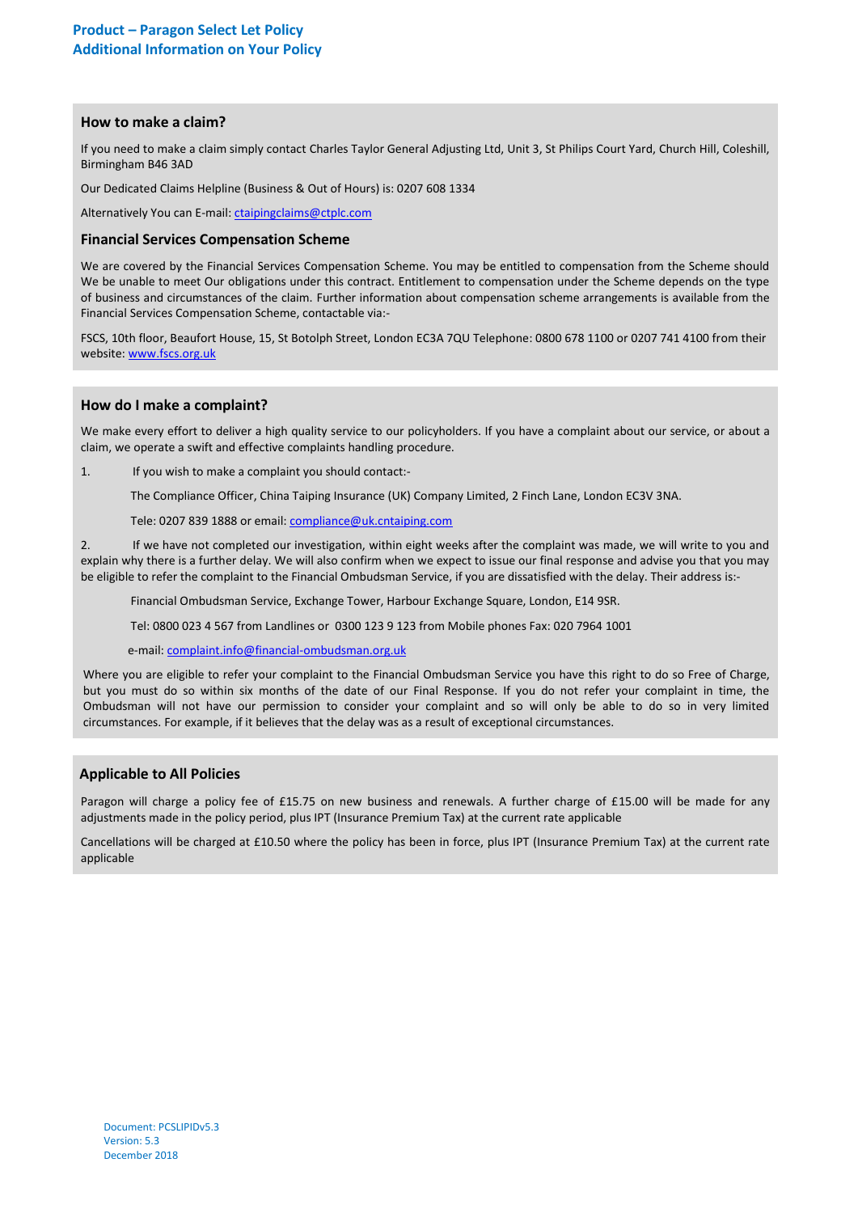# Product – Paragon Select Let Policy
## Additional Information on Your Policy

### How to make a claim?

If you need to make a claim simply contact Charles Taylor General Adjusting Ltd, Unit 3, St Philips Court Yard, Church Hill, Coleshill, Birmingham B46 3AD

Our Dedicated Claims Helpline (Business & Out of Hours) is: 0207 608 1334

Alternatively You can E-mail: ctaipingclaims@ctplc.com

### Financial Services Compensation Scheme

We are covered by the Financial Services Compensation Scheme. You may be entitled to compensation from the Scheme should We be unable to meet Our obligations under this contract. Entitlement to compensation under the Scheme depends on the type of business and circumstances of the claim. Further information about compensation scheme arrangements is available from the Financial Services Compensation Scheme, contactable via:-

FSCS, 10th floor, Beaufort House, 15, St Botolph Street, London EC3A 7QU Telephone: 0800 678 1100 or 0207 741 4100 from their website: www.fscs.org.uk

### How do I make a complaint?

We make every effort to deliver a high quality service to our policyholders. If you have a complaint about our service, or about a claim, we operate a swift and effective complaints handling procedure.

1. If you wish to make a complaint you should contact:-

   The Compliance Officer, China Taiping Insurance (UK) Company Limited, 2 Finch Lane, London EC3V 3NA.

   Tele: 0207 839 1888 or email: compliance@uk.cntaiping.com

2. If we have not completed our investigation, within eight weeks after the complaint was made, we will write to you and explain why there is a further delay. We will also confirm when we expect to issue our final response and advise you that you may be eligible to refer the complaint to the Financial Ombudsman Service, if you are dissatisfied with the delay. Their address is:-

   Financial Ombudsman Service, Exchange Tower, Harbour Exchange Square, London, E14 9SR.

   Tel: 0800 023 4 567 from Landlines or 0300 123 9 123 from Mobile phones Fax: 020 7964 1001

   e-mail: complaint.info@financial-ombudsman.org.uk

Where you are eligible to refer your complaint to the Financial Ombudsman Service you have this right to do so Free of Charge, but you must do so within six months of the date of our Final Response. If you do not refer your complaint in time, the Ombudsman will not have our permission to consider your complaint and so will only be able to do so in very limited circumstances. For example, if it believes that the delay was as a result of exceptional circumstances.

### Applicable to All Policies

Paragon will charge a policy fee of £15.75 on new business and renewals. A further charge of £15.00 will be made for any adjustments made in the policy period, plus IPT (Insurance Premium Tax) at the current rate applicable

Cancellations will be charged at £10.50 where the policy has been in force, plus IPT (Insurance Premium Tax) at the current rate applicable

Document: PCSLIPIDv5.3
Version: 5.3
December 2018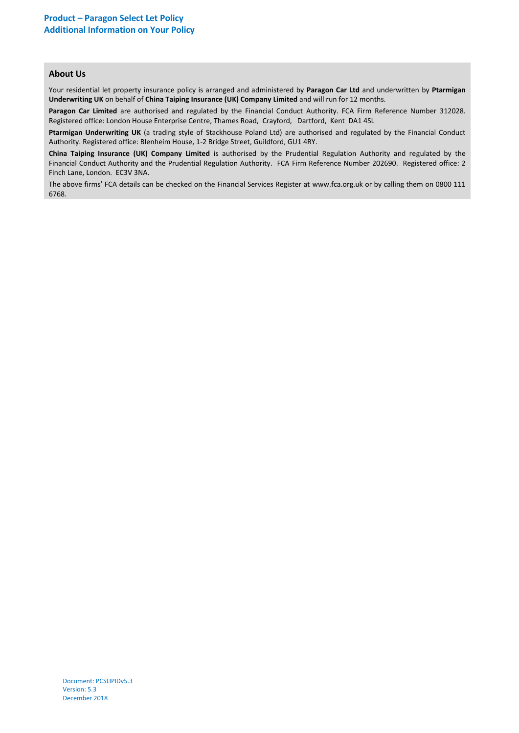## About Us

Your residential let property insurance policy is arranged and administered by **Paragon Car Ltd** and underwritten by **Ptarmigan Underwriting UK** on behalf of **China Taiping Insurance (UK) Company Limited** and will run for 12 months.

**Paragon Car Limited** are authorised and regulated by the Financial Conduct Authority. FCA Firm Reference Number 312028. Registered office: London House Enterprise Centre, Thames Road, Crayford, Dartford, Kent DA1 4SL

**Ptarmigan Underwriting UK** (a trading style of Stackhouse Poland Ltd) are authorised and regulated by the Financial Conduct Authority. Registered office: Blenheim House, 1-2 Bridge Street, Guildford, GU1 4RY.

**China Taiping Insurance (UK) Company Limited** is authorised by the Prudential Regulation Authority and regulated by the Financial Conduct Authority and the Prudential Regulation Authority. FCA Firm Reference Number 202690. Registered office: 2 Finch Lane, London. EC3V 3NA.

The above firms' FCA details can be checked on the Financial Services Register at www.fca.org.uk or by calling them on 0800 111 6768.

Document: PCSLIPIDv5.3
Version: 5.3
December 2018